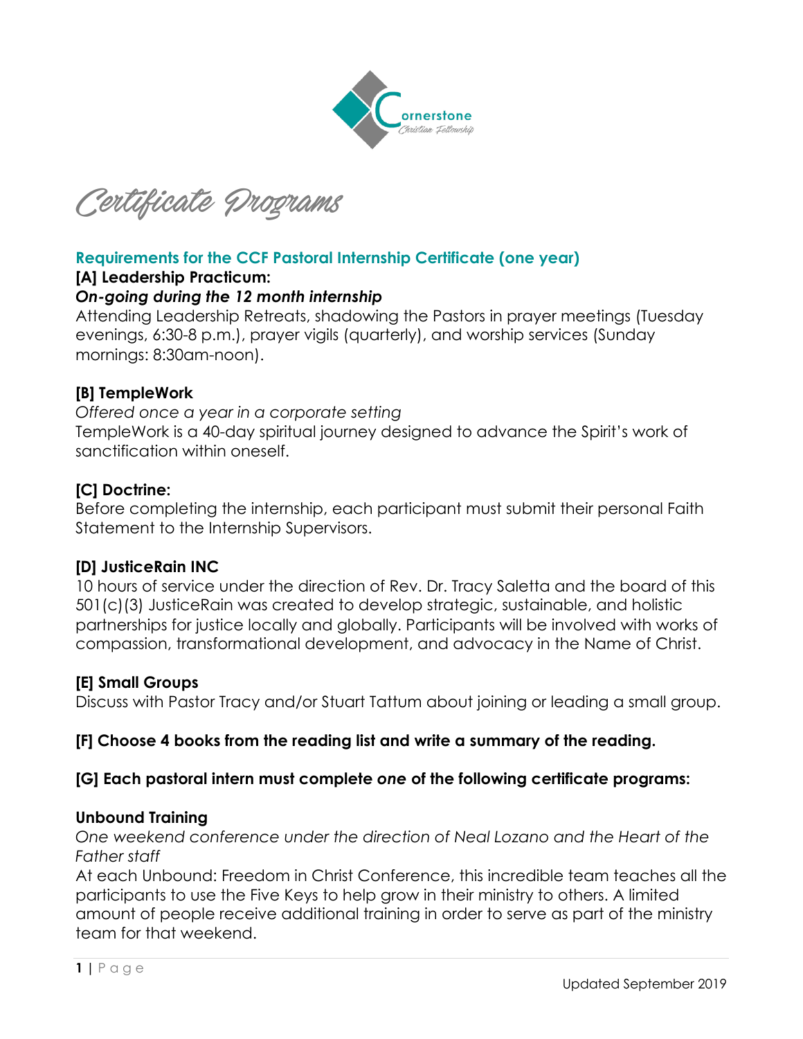Cornerstone
Christian Fellowship

# Certificate Programs

## Requirements for the CCF Pastoral Internship Certificate (one year)

### [A] Leadership Practicum:

***On-going during the 12 month internship***

Attending Leadership Retreats, shadowing the Pastors in prayer meetings (Tuesday evenings, 6:30-8 p.m.), prayer vigils (quarterly), and worship services (Sunday mornings: 8:30am-noon).

### [B] TempleWork

*Offered once a year in a corporate setting*

TempleWork is a 40-day spiritual journey designed to advance the Spirit's work of sanctification within oneself.

### [C] Doctrine:

Before completing the internship, each participant must submit their personal Faith Statement to the Internship Supervisors.

### [D] JusticeRain INC

10 hours of service under the direction of Rev. Dr. Tracy Saletta and the board of this 501(c)(3) JusticeRain was created to develop strategic, sustainable, and holistic partnerships for justice locally and globally. Participants will be involved with works of compassion, transformational development, and advocacy in the Name of Christ.

### [E] Small Groups

Discuss with Pastor Tracy and/or Stuart Tattum about joining or leading a small group.

### [F] Choose 4 books from the reading list and write a summary of the reading.

### [G] Each pastoral intern must complete *one* of the following certificate programs:

### Unbound Training

*One weekend conference under the direction of Neal Lozano and the Heart of the Father staff*

At each Unbound: Freedom in Christ Conference, this incredible team teaches all the participants to use the Five Keys to help grow in their ministry to others. A limited amount of people receive additional training in order to serve as part of the ministry team for that weekend.

Updated September 2019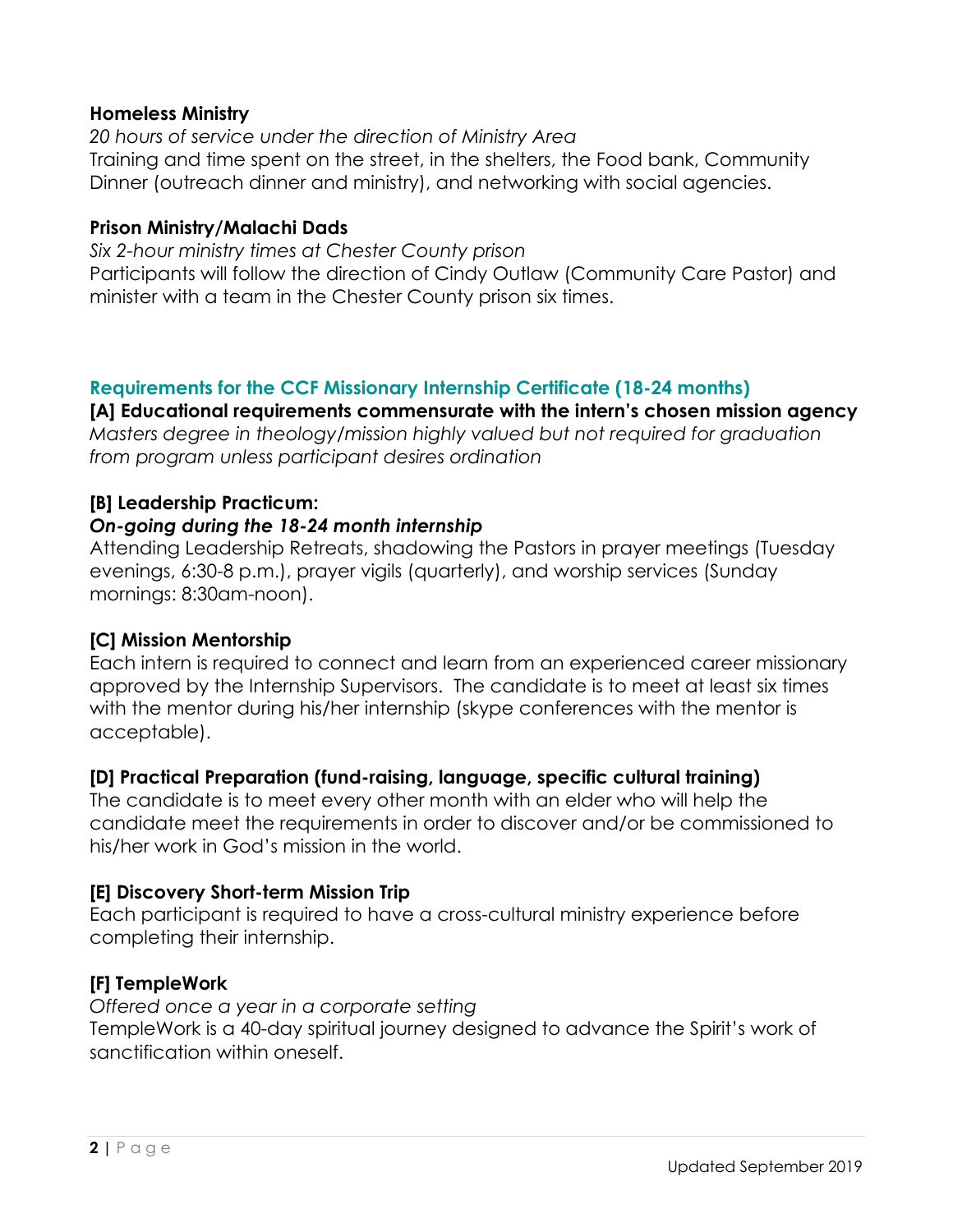**Homeless Ministry**

*20 hours of service under the direction of Ministry Area*

Training and time spent on the street, in the shelters, the Food bank, Community Dinner (outreach dinner and ministry), and networking with social agencies.

**Prison Ministry/Malachi Dads**

*Six 2-hour ministry times at Chester County prison*

Participants will follow the direction of Cindy Outlaw (Community Care Pastor) and minister with a team in the Chester County prison six times.

## Requirements for the CCF Missionary Internship Certificate (18-24 months)

**[A] Educational requirements commensurate with the intern's chosen mission agency**

*Masters degree in theology/mission highly valued but not required for graduation from program unless participant desires ordination*

**[B] Leadership Practicum:**

***On-going during the 18-24 month internship***

Attending Leadership Retreats, shadowing the Pastors in prayer meetings (Tuesday evenings, 6:30-8 p.m.), prayer vigils (quarterly), and worship services (Sunday mornings: 8:30am-noon).

**[C] Mission Mentorship**

Each intern is required to connect and learn from an experienced career missionary approved by the Internship Supervisors. The candidate is to meet at least six times with the mentor during his/her internship (skype conferences with the mentor is acceptable).

**[D] Practical Preparation (fund-raising, language, specific cultural training)**

The candidate is to meet every other month with an elder who will help the candidate meet the requirements in order to discover and/or be commissioned to his/her work in God's mission in the world.

**[E] Discovery Short-term Mission Trip**

Each participant is required to have a cross-cultural ministry experience before completing their internship.

**[F] TempleWork**

*Offered once a year in a corporate setting*

TempleWork is a 40-day spiritual journey designed to advance the Spirit's work of sanctification within oneself.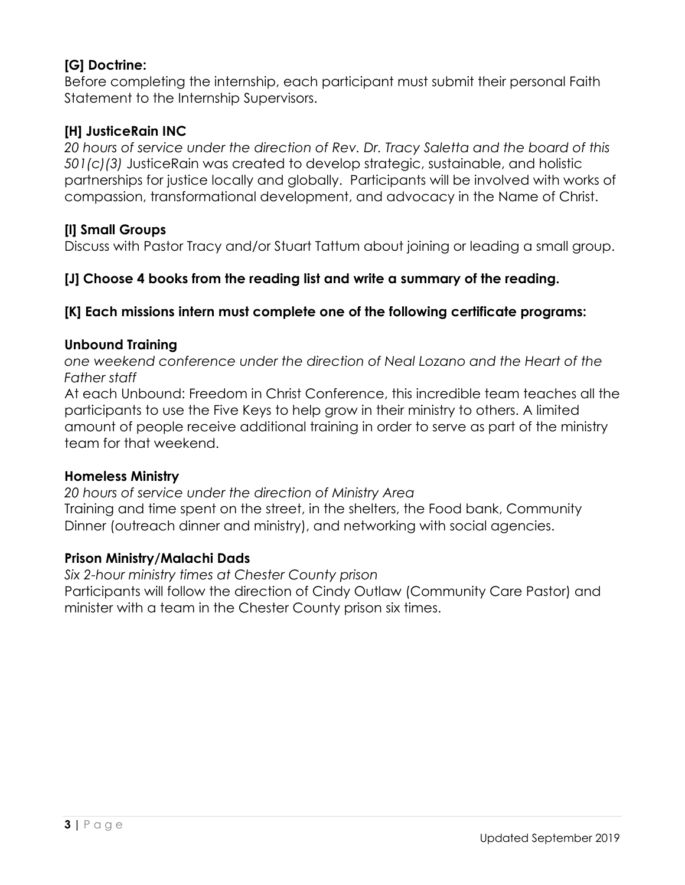**[G] Doctrine:**
Before completing the internship, each participant must submit their personal Faith Statement to the Internship Supervisors.

**[H] JusticeRain INC**
*20 hours of service under the direction of Rev. Dr. Tracy Saletta and the board of this 501(c)(3)* JusticeRain was created to develop strategic, sustainable, and holistic partnerships for justice locally and globally. Participants will be involved with works of compassion, transformational development, and advocacy in the Name of Christ.

**[I] Small Groups**
Discuss with Pastor Tracy and/or Stuart Tattum about joining or leading a small group.

**[J] Choose 4 books from the reading list and write a summary of the reading.**

**[K] Each missions intern must complete one of the following certificate programs:**

**Unbound Training**
*one weekend conference under the direction of Neal Lozano and the Heart of the Father staff*
At each Unbound: Freedom in Christ Conference, this incredible team teaches all the participants to use the Five Keys to help grow in their ministry to others. A limited amount of people receive additional training in order to serve as part of the ministry team for that weekend.

**Homeless Ministry**
*20 hours of service under the direction of Ministry Area*
Training and time spent on the street, in the shelters, the Food bank, Community Dinner (outreach dinner and ministry), and networking with social agencies.

**Prison Ministry/Malachi Dads**
*Six 2-hour ministry times at Chester County prison*
Participants will follow the direction of Cindy Outlaw (Community Care Pastor) and minister with a team in the Chester County prison six times.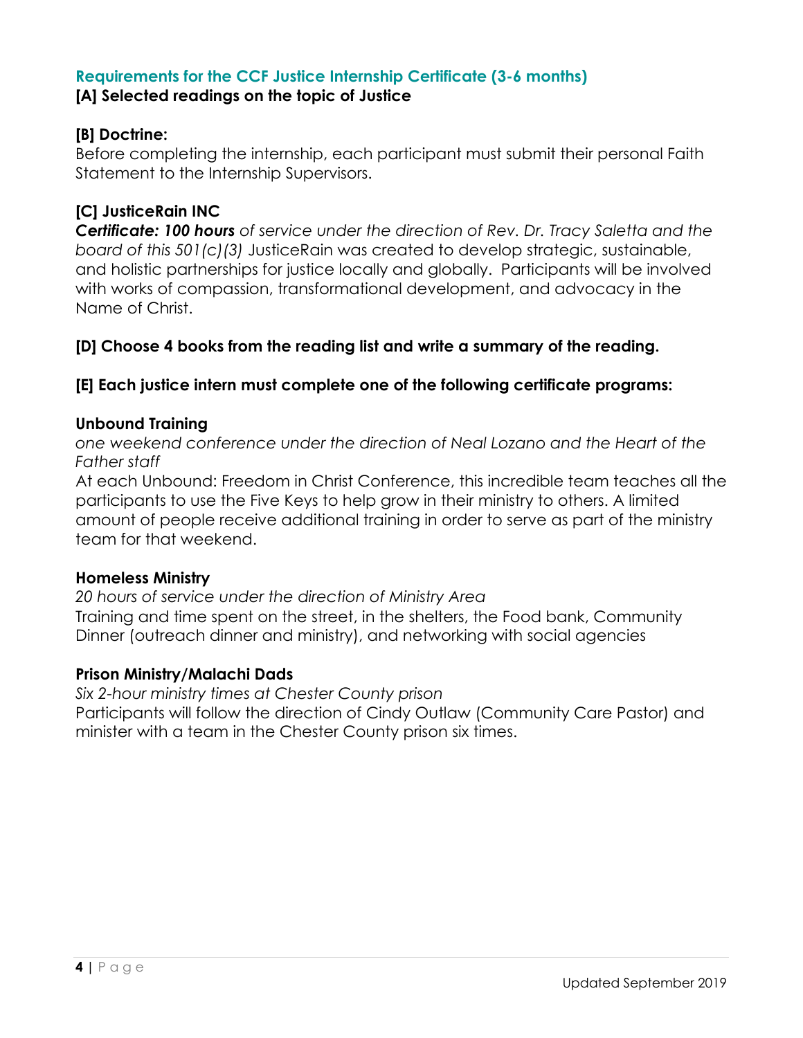## Requirements for the CCF Justice Internship Certificate (3-6 months)

**[A] Selected readings on the topic of Justice**

**[B] Doctrine:**

Before completing the internship, each participant must submit their personal Faith Statement to the Internship Supervisors.

**[C] JusticeRain INC**

***Certificate: 100 hours*** *of service under the direction of Rev. Dr. Tracy Saletta and the board of this 501(c)(3)* JusticeRain was created to develop strategic, sustainable, and holistic partnerships for justice locally and globally. Participants will be involved with works of compassion, transformational development, and advocacy in the Name of Christ.

**[D] Choose 4 books from the reading list and write a summary of the reading.**

**[E] Each justice intern must complete one of the following certificate programs:**

**Unbound Training**

*one weekend conference under the direction of Neal Lozano and the Heart of the Father staff*

At each Unbound: Freedom in Christ Conference, this incredible team teaches all the participants to use the Five Keys to help grow in their ministry to others. A limited amount of people receive additional training in order to serve as part of the ministry team for that weekend.

**Homeless Ministry**

*20 hours of service under the direction of Ministry Area*

Training and time spent on the street, in the shelters, the Food bank, Community Dinner (outreach dinner and ministry), and networking with social agencies

**Prison Ministry/Malachi Dads**

*Six 2-hour ministry times at Chester County prison*

Participants will follow the direction of Cindy Outlaw (Community Care Pastor) and minister with a team in the Chester County prison six times.

Updated September 2019